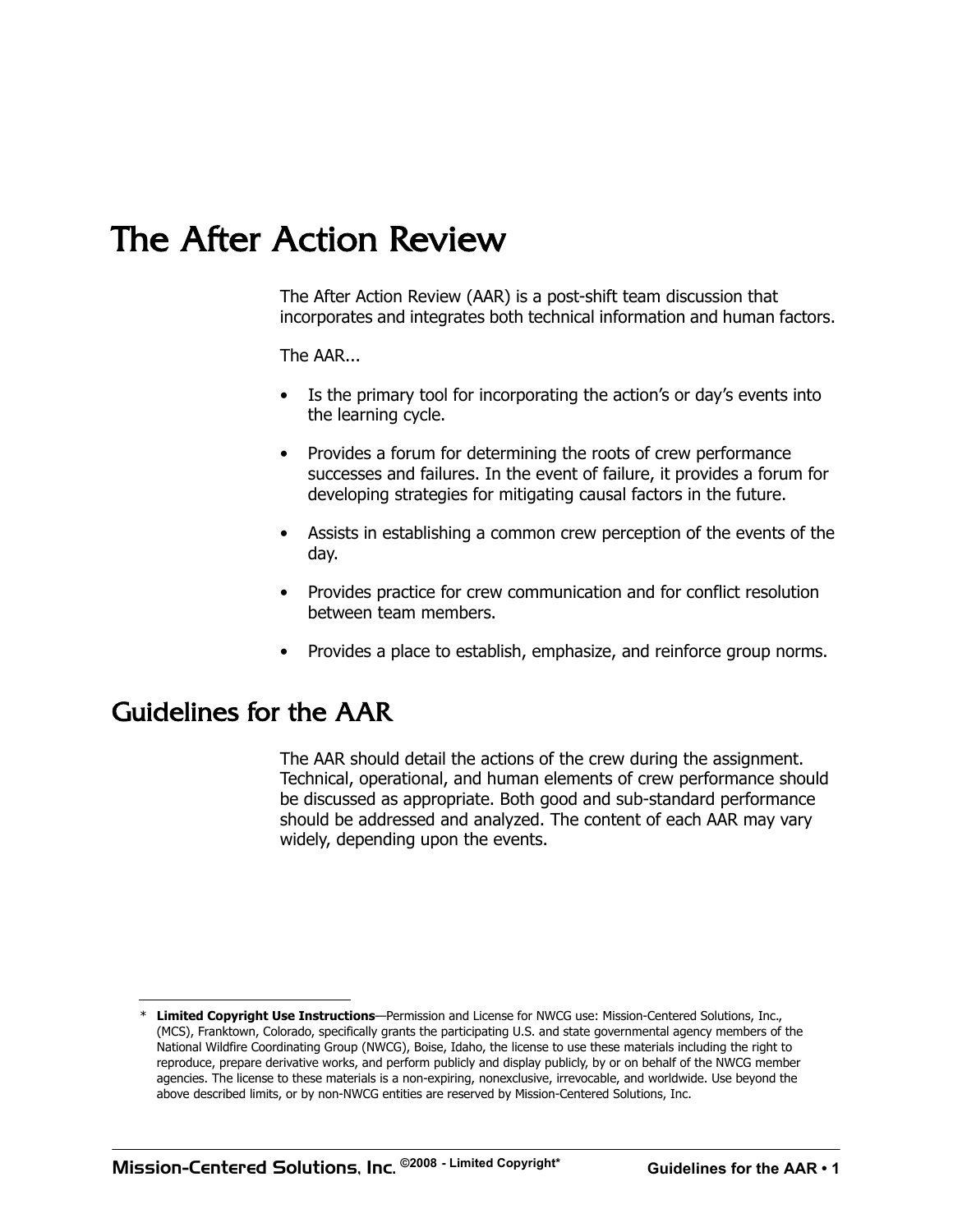# The After Action Review

The After Action Review (AAR) is a post-shift team discussion that incorporates and integrates both technical information and human factors.

The AAR...

- Is the primary tool for incorporating the action's or day's events into the learning cycle.
- Provides a forum for determining the roots of crew performance successes and failures. In the event of failure, it provides a forum for developing strategies for mitigating causal factors in the future.
- Assists in establishing a common crew perception of the events of the day.
- Provides practice for crew communication and for conflict resolution between team members.
- Provides a place to establish, emphasize, and reinforce group norms.

## Guidelines for the AAR

The AAR should detail the actions of the crew during the assignment. Technical, operational, and human elements of crew performance should be discussed as appropriate. Both good and sub-standard performance should be addressed and analyzed. The content of each AAR may vary widely, depending upon the events.

* **Limited Copyright Use Instructions**—Permission and License for NWCG use: Mission-Centered Solutions, Inc., (MCS), Franktown, Colorado, specifically grants the participating U.S. and state governmental agency members of the National Wildfire Coordinating Group (NWCG), Boise, Idaho, the license to use these materials including the right to reproduce, prepare derivative works, and perform publicly and display publicly, by or on behalf of the NWCG member agencies. The license to these materials is a non-expiring, nonexclusive, irrevocable, and worldwide. Use beyond the above described limits, or by non-NWCG entities are reserved by Mission-Centered Solutions, Inc.

Mission-Centered Solutions, Inc. ©2008 - Limited Copyright*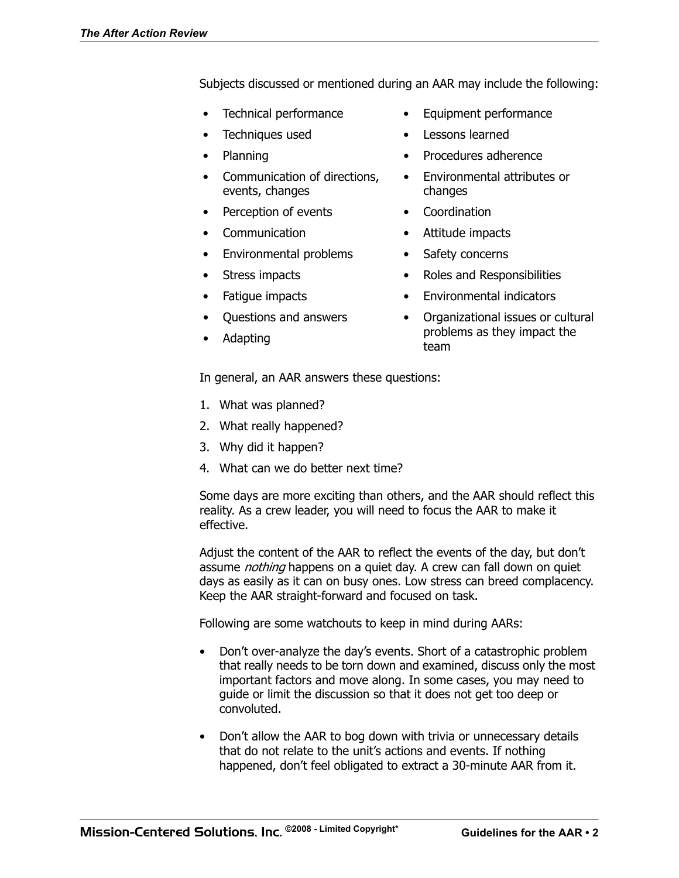Subjects discussed or mentioned during an AAR may include the following:

- Technical performance
- Techniques used
- Planning
- Communication of directions, events, changes
- Perception of events
- Communication
- Environmental problems
- Stress impacts
- Fatigue impacts
- Questions and answers
- Adapting
- Equipment performance
- Lessons learned
- Procedures adherence
- Environmental attributes or changes
- Coordination
- Attitude impacts
- Safety concerns
- Roles and Responsibilities
- Environmental indicators
- Organizational issues or cultural problems as they impact the team

In general, an AAR answers these questions:

1. What was planned?
2. What really happened?
3. Why did it happen?
4. What can we do better next time?

Some days are more exciting than others, and the AAR should reflect this reality. As a crew leader, you will need to focus the AAR to make it effective.

Adjust the content of the AAR to reflect the events of the day, but don't assume *nothing* happens on a quiet day. A crew can fall down on quiet days as easily as it can on busy ones. Low stress can breed complacency. Keep the AAR straight-forward and focused on task.

Following are some watchouts to keep in mind during AARs:

- Don't over-analyze the day's events. Short of a catastrophic problem that really needs to be torn down and examined, discuss only the most important factors and move along. In some cases, you may need to guide or limit the discussion so that it does not get too deep or convoluted.
- Don't allow the AAR to bog down with trivia or unnecessary details that do not relate to the unit's actions and events. If nothing happened, don't feel obligated to extract a 30-minute AAR from it.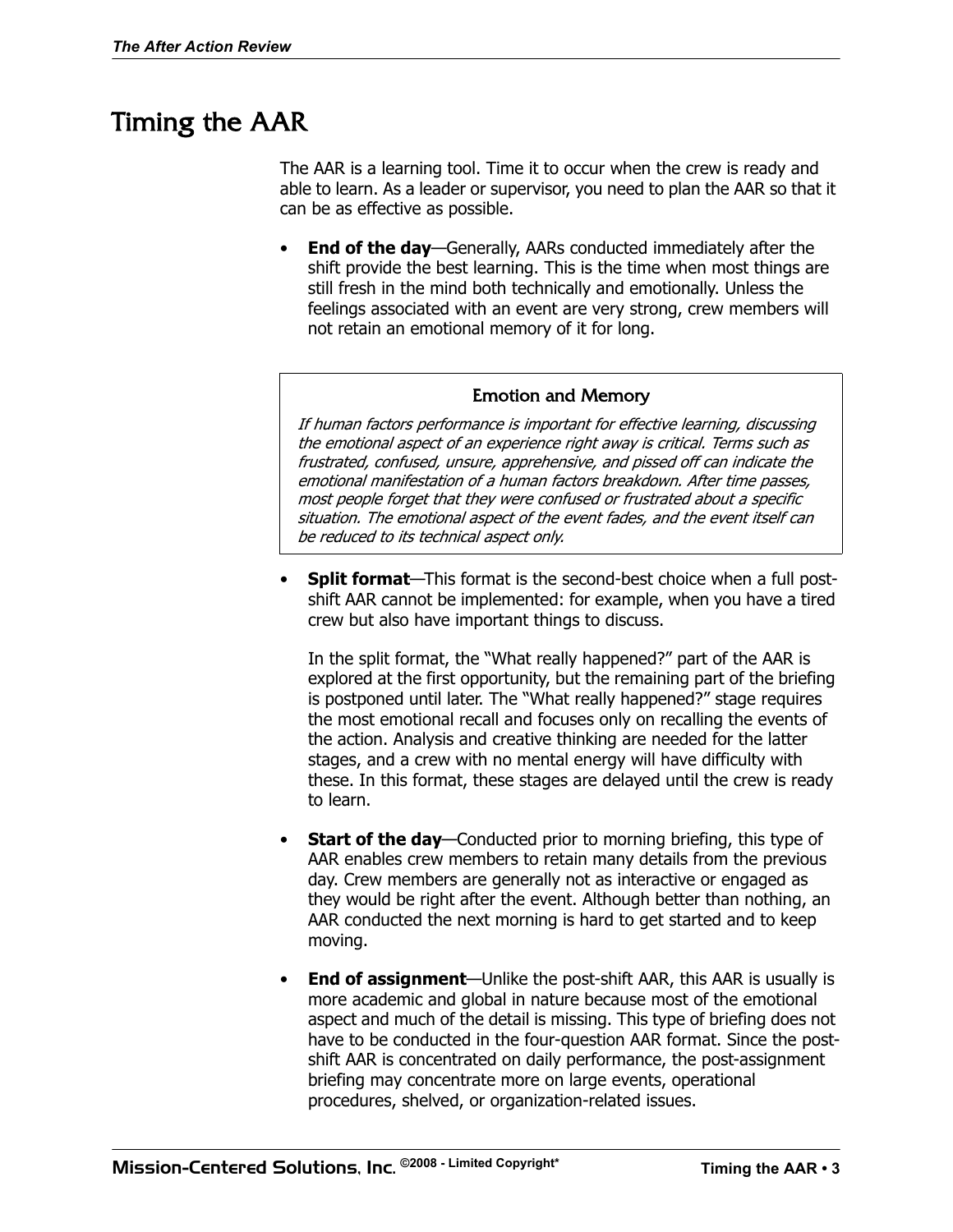# Timing the AAR

The AAR is a learning tool. Time it to occur when the crew is ready and able to learn. As a leader or supervisor, you need to plan the AAR so that it can be as effective as possible.

- **End of the day**—Generally, AARs conducted immediately after the shift provide the best learning. This is the time when most things are still fresh in the mind both technically and emotionally. Unless the feelings associated with an event are very strong, crew members will not retain an emotional memory of it for long.

> **Emotion and Memory**
>
> *If human factors performance is important for effective learning, discussing the emotional aspect of an experience right away is critical. Terms such as frustrated, confused, unsure, apprehensive, and pissed off can indicate the emotional manifestation of a human factors breakdown. After time passes, most people forget that they were confused or frustrated about a specific situation. The emotional aspect of the event fades, and the event itself can be reduced to its technical aspect only.*

- **Split format**—This format is the second-best choice when a full post-shift AAR cannot be implemented: for example, when you have a tired crew but also have important things to discuss.

  In the split format, the "What really happened?" part of the AAR is explored at the first opportunity, but the remaining part of the briefing is postponed until later. The "What really happened?" stage requires the most emotional recall and focuses only on recalling the events of the action. Analysis and creative thinking are needed for the latter stages, and a crew with no mental energy will have difficulty with these. In this format, these stages are delayed until the crew is ready to learn.

- **Start of the day**—Conducted prior to morning briefing, this type of AAR enables crew members to retain many details from the previous day. Crew members are generally not as interactive or engaged as they would be right after the event. Although better than nothing, an AAR conducted the next morning is hard to get started and to keep moving.

- **End of assignment**—Unlike the post-shift AAR, this AAR is usually is more academic and global in nature because most of the emotional aspect and much of the detail is missing. This type of briefing does not have to be conducted in the four-question AAR format. Since the post-shift AAR is concentrated on daily performance, the post-assignment briefing may concentrate more on large events, operational procedures, shelved, or organization-related issues.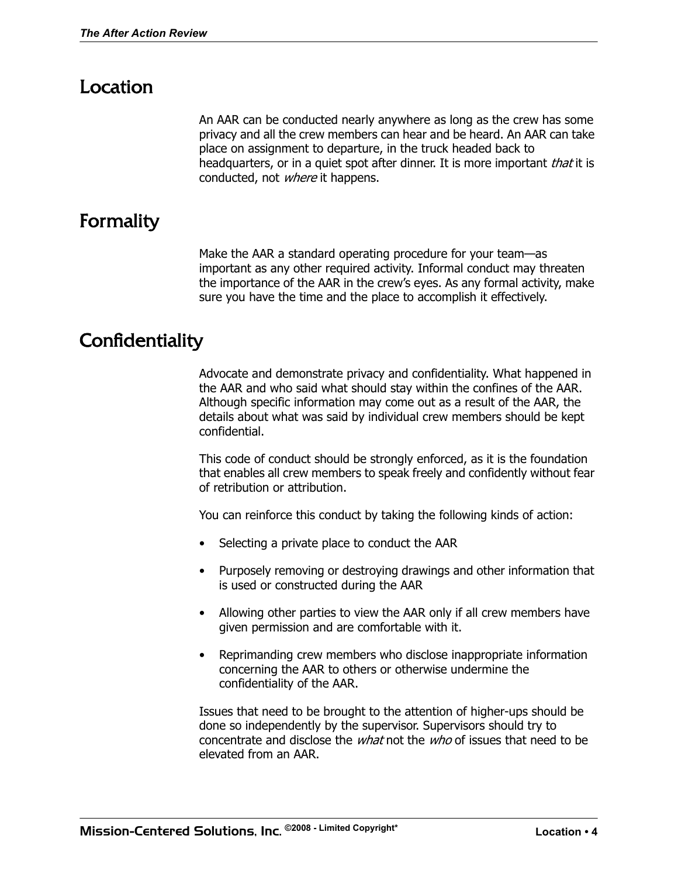## Location

An AAR can be conducted nearly anywhere as long as the crew has some privacy and all the crew members can hear and be heard. An AAR can take place on assignment to departure, in the truck headed back to headquarters, or in a quiet spot after dinner. It is more important *that* it is conducted, not *where* it happens.

## Formality

Make the AAR a standard operating procedure for your team—as important as any other required activity. Informal conduct may threaten the importance of the AAR in the crew's eyes. As any formal activity, make sure you have the time and the place to accomplish it effectively.

## Confidentiality

Advocate and demonstrate privacy and confidentiality. What happened in the AAR and who said what should stay within the confines of the AAR. Although specific information may come out as a result of the AAR, the details about what was said by individual crew members should be kept confidential.

This code of conduct should be strongly enforced, as it is the foundation that enables all crew members to speak freely and confidently without fear of retribution or attribution.

You can reinforce this conduct by taking the following kinds of action:

- Selecting a private place to conduct the AAR
- Purposely removing or destroying drawings and other information that is used or constructed during the AAR
- Allowing other parties to view the AAR only if all crew members have given permission and are comfortable with it.
- Reprimanding crew members who disclose inappropriate information concerning the AAR to others or otherwise undermine the confidentiality of the AAR.

Issues that need to be brought to the attention of higher-ups should be done so independently by the supervisor. Supervisors should try to concentrate and disclose the *what* not the *who* of issues that need to be elevated from an AAR.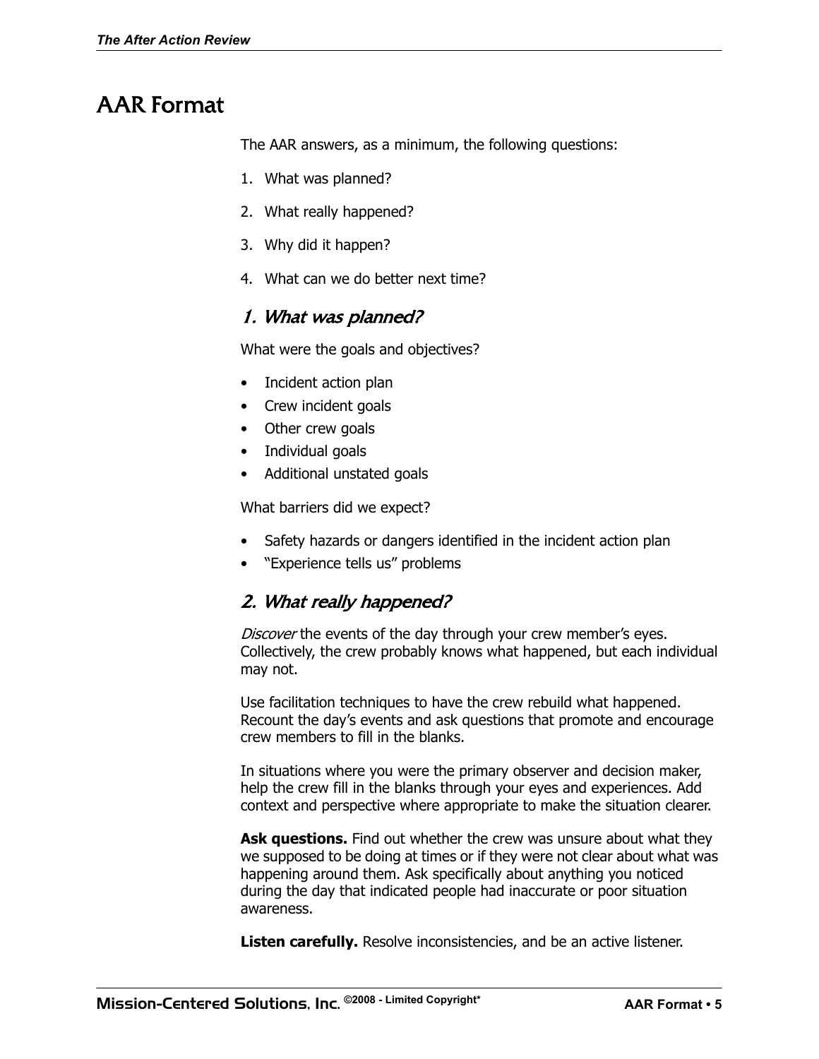# AAR Format

The AAR answers, as a minimum, the following questions:

1. What was planned?
2. What really happened?
3. Why did it happen?
4. What can we do better next time?

## *1. What was planned?*

What were the goals and objectives?

- Incident action plan
- Crew incident goals
- Other crew goals
- Individual goals
- Additional unstated goals

What barriers did we expect?

- Safety hazards or dangers identified in the incident action plan
- "Experience tells us" problems

## *2. What really happened?*

*Discover* the events of the day through your crew member's eyes. Collectively, the crew probably knows what happened, but each individual may not.

Use facilitation techniques to have the crew rebuild what happened. Recount the day's events and ask questions that promote and encourage crew members to fill in the blanks.

In situations where you were the primary observer and decision maker, help the crew fill in the blanks through your eyes and experiences. Add context and perspective where appropriate to make the situation clearer.

**Ask questions.** Find out whether the crew was unsure about what they we supposed to be doing at times or if they were not clear about what was happening around them. Ask specifically about anything you noticed during the day that indicated people had inaccurate or poor situation awareness.

**Listen carefully.** Resolve inconsistencies, and be an active listener.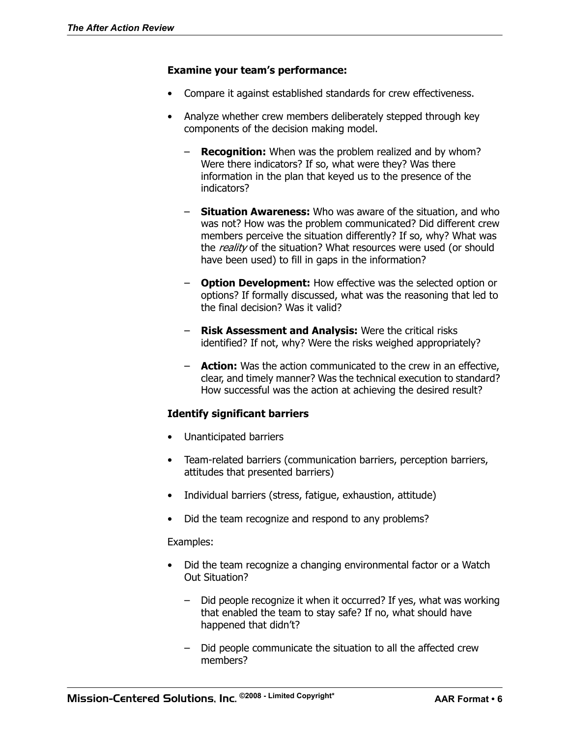**Examine your team's performance:**

- Compare it against established standards for crew effectiveness.
- Analyze whether crew members deliberately stepped through key components of the decision making model.
  - **Recognition:** When was the problem realized and by whom? Were there indicators? If so, what were they? Was there information in the plan that keyed us to the presence of the indicators?
  - **Situation Awareness:** Who was aware of the situation, and who was not? How was the problem communicated? Did different crew members perceive the situation differently? If so, why? What was the *reality* of the situation? What resources were used (or should have been used) to fill in gaps in the information?
  - **Option Development:** How effective was the selected option or options? If formally discussed, what was the reasoning that led to the final decision? Was it valid?
  - **Risk Assessment and Analysis:** Were the critical risks identified? If not, why? Were the risks weighed appropriately?
  - **Action:** Was the action communicated to the crew in an effective, clear, and timely manner? Was the technical execution to standard? How successful was the action at achieving the desired result?

**Identify significant barriers**

- Unanticipated barriers
- Team-related barriers (communication barriers, perception barriers, attitudes that presented barriers)
- Individual barriers (stress, fatigue, exhaustion, attitude)
- Did the team recognize and respond to any problems?

Examples:

- Did the team recognize a changing environmental factor or a Watch Out Situation?
  - Did people recognize it when it occurred? If yes, what was working that enabled the team to stay safe? If no, what should have happened that didn't?
  - Did people communicate the situation to all the affected crew members?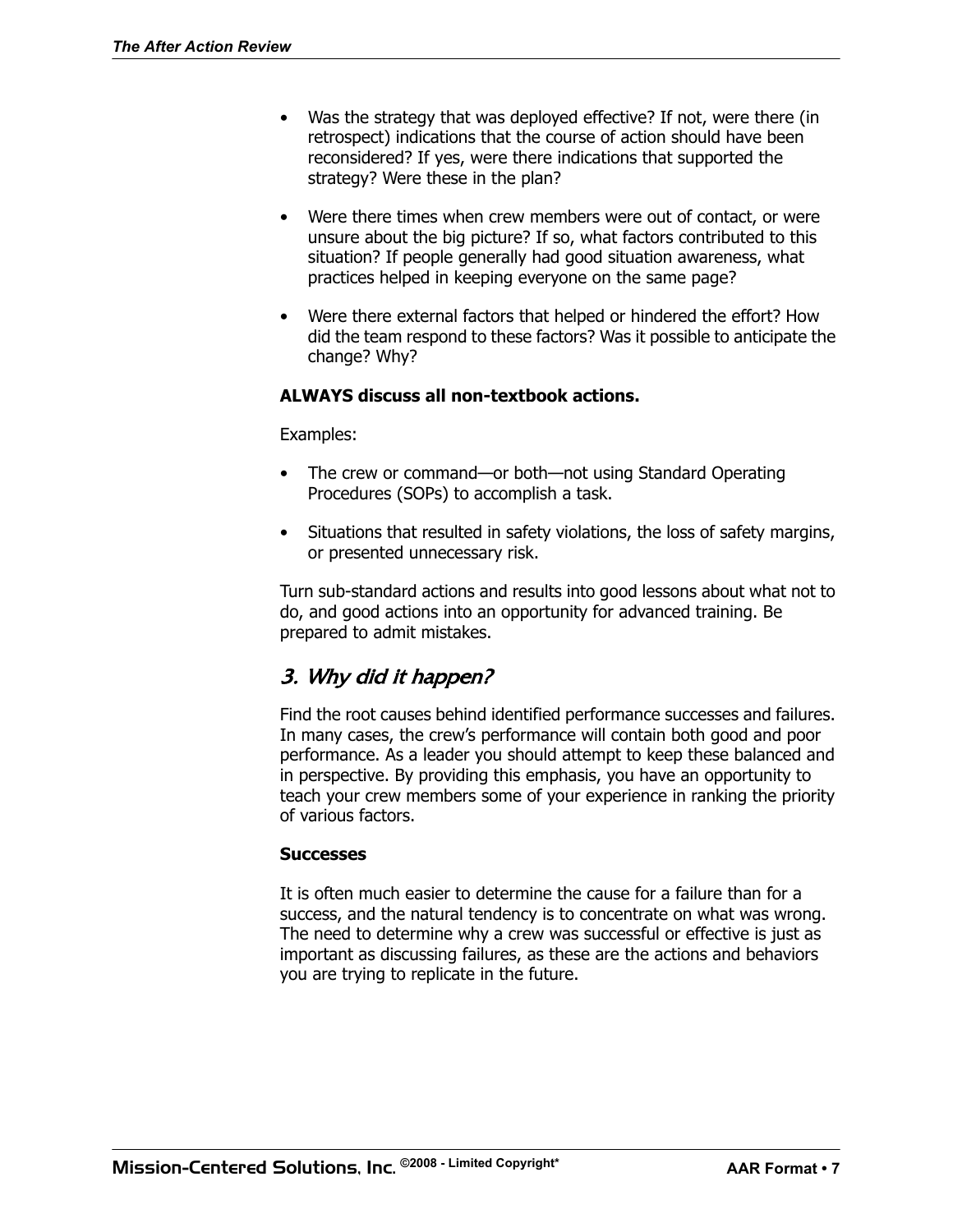- Was the strategy that was deployed effective? If not, were there (in retrospect) indications that the course of action should have been reconsidered? If yes, were there indications that supported the strategy? Were these in the plan?

- Were there times when crew members were out of contact, or were unsure about the big picture? If so, what factors contributed to this situation? If people generally had good situation awareness, what practices helped in keeping everyone on the same page?

- Were there external factors that helped or hindered the effort? How did the team respond to these factors? Was it possible to anticipate the change? Why?

**ALWAYS discuss all non-textbook actions.**

Examples:

- The crew or command—or both—not using Standard Operating Procedures (SOPs) to accomplish a task.

- Situations that resulted in safety violations, the loss of safety margins, or presented unnecessary risk.

Turn sub-standard actions and results into good lessons about what not to do, and good actions into an opportunity for advanced training. Be prepared to admit mistakes.

## *3. Why did it happen?*

Find the root causes behind identified performance successes and failures. In many cases, the crew's performance will contain both good and poor performance. As a leader you should attempt to keep these balanced and in perspective. By providing this emphasis, you have an opportunity to teach your crew members some of your experience in ranking the priority of various factors.

**Successes**

It is often much easier to determine the cause for a failure than for a success, and the natural tendency is to concentrate on what was wrong. The need to determine why a crew was successful or effective is just as important as discussing failures, as these are the actions and behaviors you are trying to replicate in the future.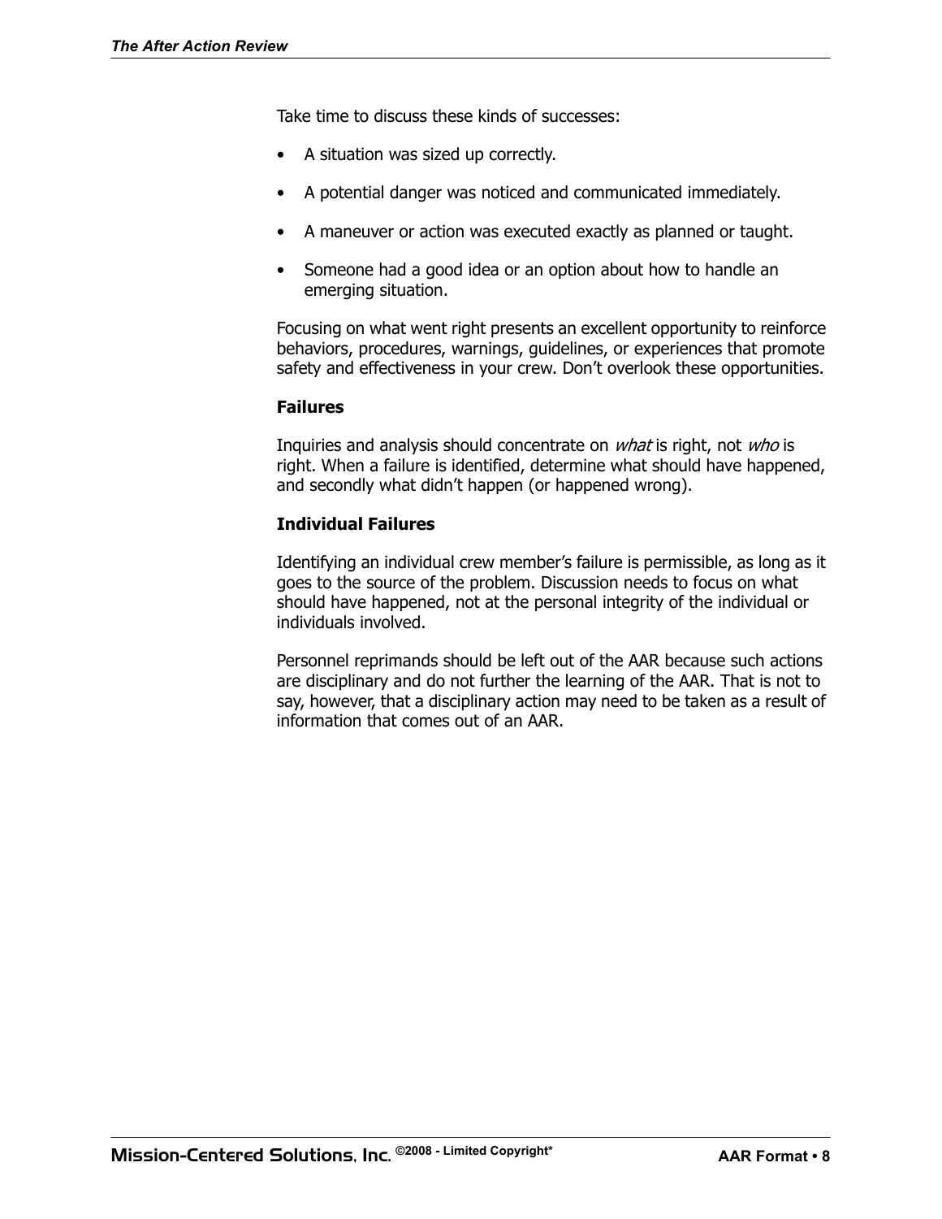Take time to discuss these kinds of successes:

- A situation was sized up correctly.
- A potential danger was noticed and communicated immediately.
- A maneuver or action was executed exactly as planned or taught.
- Someone had a good idea or an option about how to handle an emerging situation.

Focusing on what went right presents an excellent opportunity to reinforce behaviors, procedures, warnings, guidelines, or experiences that promote safety and effectiveness in your crew. Don't overlook these opportunities.

### Failures

Inquiries and analysis should concentrate on *what* is right, not *who* is right. When a failure is identified, determine what should have happened, and secondly what didn't happen (or happened wrong).

### Individual Failures

Identifying an individual crew member's failure is permissible, as long as it goes to the source of the problem. Discussion needs to focus on what should have happened, not at the personal integrity of the individual or individuals involved.

Personnel reprimands should be left out of the AAR because such actions are disciplinary and do not further the learning of the AAR. That is not to say, however, that a disciplinary action may need to be taken as a result of information that comes out of an AAR.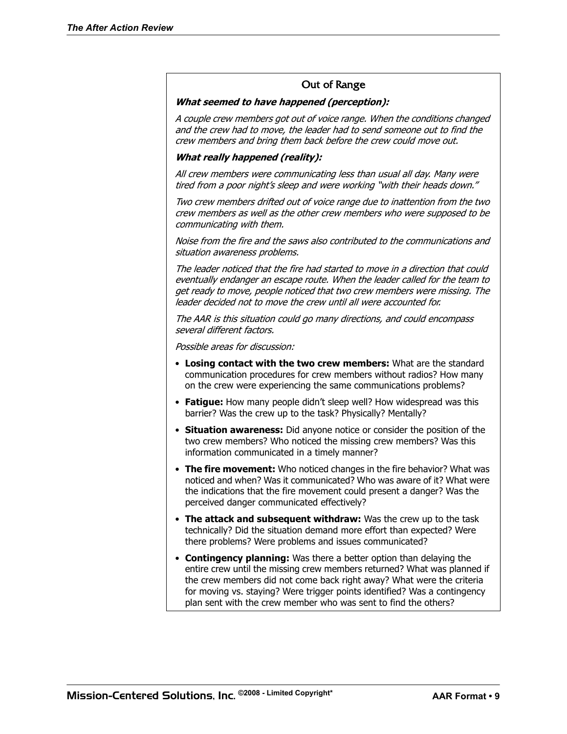## Out of Range

***What seemed to have happened (perception):***

*A couple crew members got out of voice range. When the conditions changed and the crew had to move, the leader had to send someone out to find the crew members and bring them back before the crew could move out.*

***What really happened (reality):***

*All crew members were communicating less than usual all day. Many were tired from a poor night's sleep and were working "with their heads down."*

*Two crew members drifted out of voice range due to inattention from the two crew members as well as the other crew members who were supposed to be communicating with them.*

*Noise from the fire and the saws also contributed to the communications and situation awareness problems.*

*The leader noticed that the fire had started to move in a direction that could eventually endanger an escape route. When the leader called for the team to get ready to move, people noticed that two crew members were missing. The leader decided not to move the crew until all were accounted for.*

*The AAR is this situation could go many directions, and could encompass several different factors.*

*Possible areas for discussion:*

- **Losing contact with the two crew members:** What are the standard communication procedures for crew members without radios? How many on the crew were experiencing the same communications problems?
- **Fatigue:** How many people didn't sleep well? How widespread was this barrier? Was the crew up to the task? Physically? Mentally?
- **Situation awareness:** Did anyone notice or consider the position of the two crew members? Who noticed the missing crew members? Was this information communicated in a timely manner?
- **The fire movement:** Who noticed changes in the fire behavior? What was noticed and when? Was it communicated? Who was aware of it? What were the indications that the fire movement could present a danger? Was the perceived danger communicated effectively?
- **The attack and subsequent withdraw:** Was the crew up to the task technically? Did the situation demand more effort than expected? Were there problems? Were problems and issues communicated?
- **Contingency planning:** Was there a better option than delaying the entire crew until the missing crew members returned? What was planned if the crew members did not come back right away? What were the criteria for moving vs. staying? Were trigger points identified? Was a contingency plan sent with the crew member who was sent to find the others?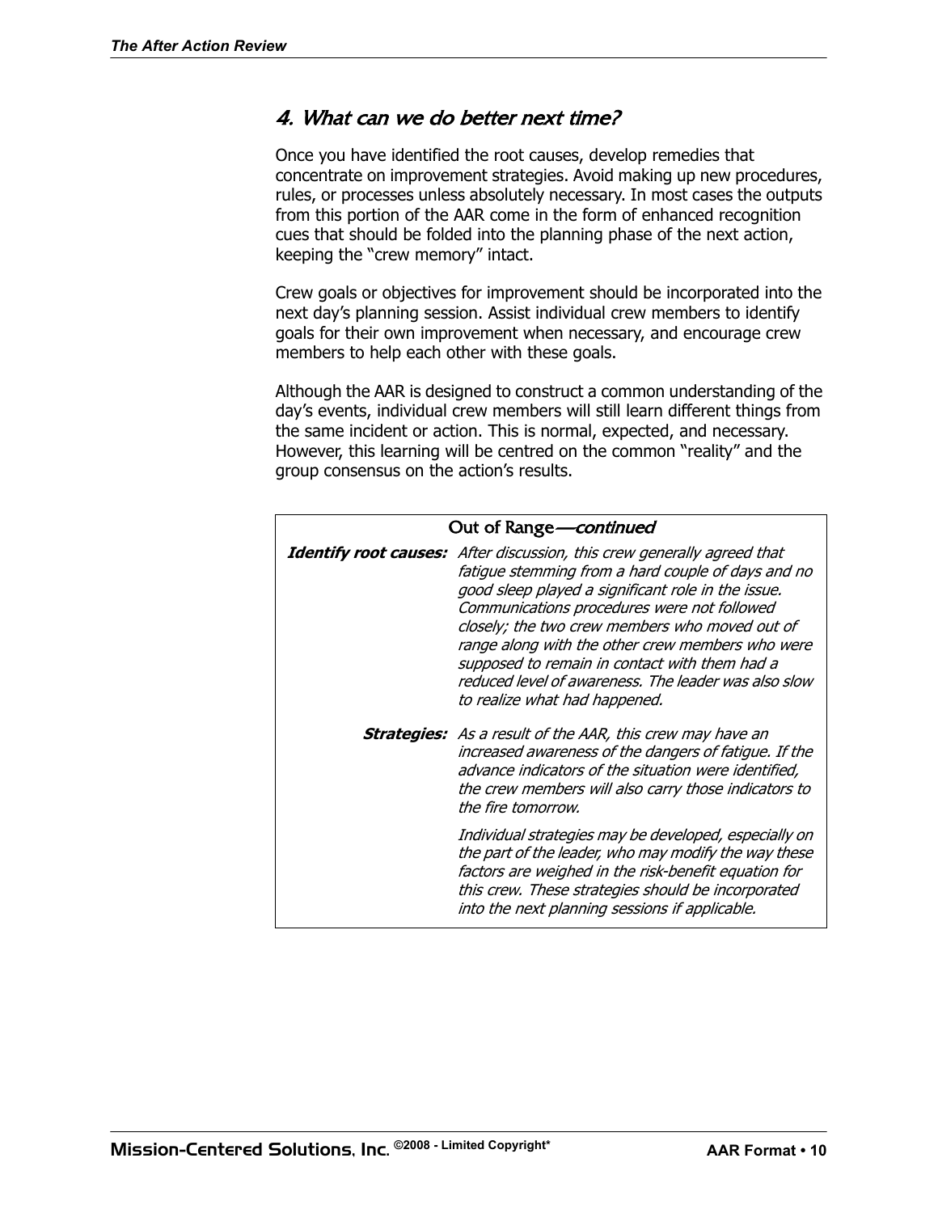## *4. What can we do better next time?*

Once you have identified the root causes, develop remedies that concentrate on improvement strategies. Avoid making up new procedures, rules, or processes unless absolutely necessary. In most cases the outputs from this portion of the AAR come in the form of enhanced recognition cues that should be folded into the planning phase of the next action, keeping the "crew memory" intact.

Crew goals or objectives for improvement should be incorporated into the next day's planning session. Assist individual crew members to identify goals for their own improvement when necessary, and encourage crew members to help each other with these goals.

Although the AAR is designed to construct a common understanding of the day's events, individual crew members will still learn different things from the same incident or action. This is normal, expected, and necessary. However, this learning will be centred on the common "reality" and the group consensus on the action's results.

| Out of Range—*continued* | |
|---|---|
| ***Identify root causes:*** | *After discussion, this crew generally agreed that fatigue stemming from a hard couple of days and no good sleep played a significant role in the issue. Communications procedures were not followed closely; the two crew members who moved out of range along with the other crew members who were supposed to remain in contact with them had a reduced level of awareness. The leader was also slow to realize what had happened.* |
| ***Strategies:*** | *As a result of the AAR, this crew may have an increased awareness of the dangers of fatigue. If the advance indicators of the situation were identified, the crew members will also carry those indicators to the fire tomorrow.* |
| | *Individual strategies may be developed, especially on the part of the leader, who may modify the way these factors are weighed in the risk-benefit equation for this crew. These strategies should be incorporated into the next planning sessions if applicable.* |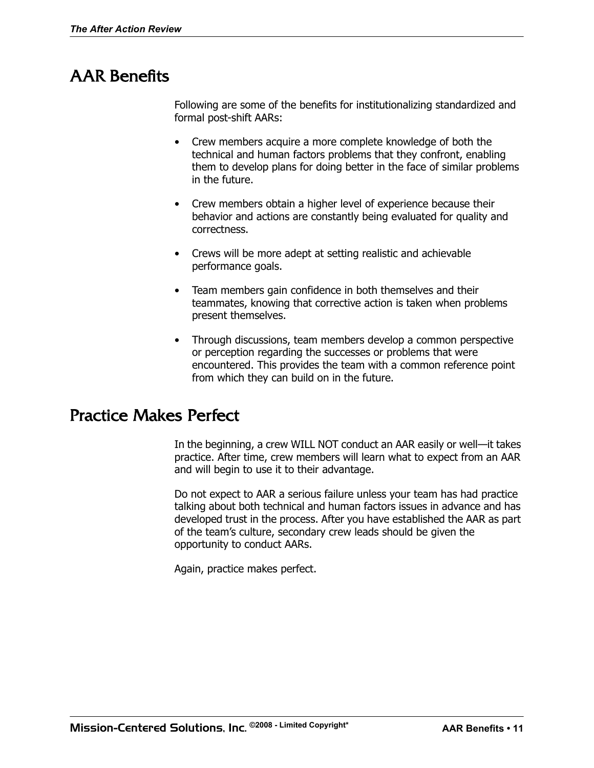## AAR Benefits

Following are some of the benefits for institutionalizing standardized and formal post-shift AARs:

- Crew members acquire a more complete knowledge of both the technical and human factors problems that they confront, enabling them to develop plans for doing better in the face of similar problems in the future.
- Crew members obtain a higher level of experience because their behavior and actions are constantly being evaluated for quality and correctness.
- Crews will be more adept at setting realistic and achievable performance goals.
- Team members gain confidence in both themselves and their teammates, knowing that corrective action is taken when problems present themselves.
- Through discussions, team members develop a common perspective or perception regarding the successes or problems that were encountered. This provides the team with a common reference point from which they can build on in the future.

## Practice Makes Perfect

In the beginning, a crew WILL NOT conduct an AAR easily or well—it takes practice. After time, crew members will learn what to expect from an AAR and will begin to use it to their advantage.

Do not expect to AAR a serious failure unless your team has had practice talking about both technical and human factors issues in advance and has developed trust in the process. After you have established the AAR as part of the team's culture, secondary crew leads should be given the opportunity to conduct AARs.

Again, practice makes perfect.